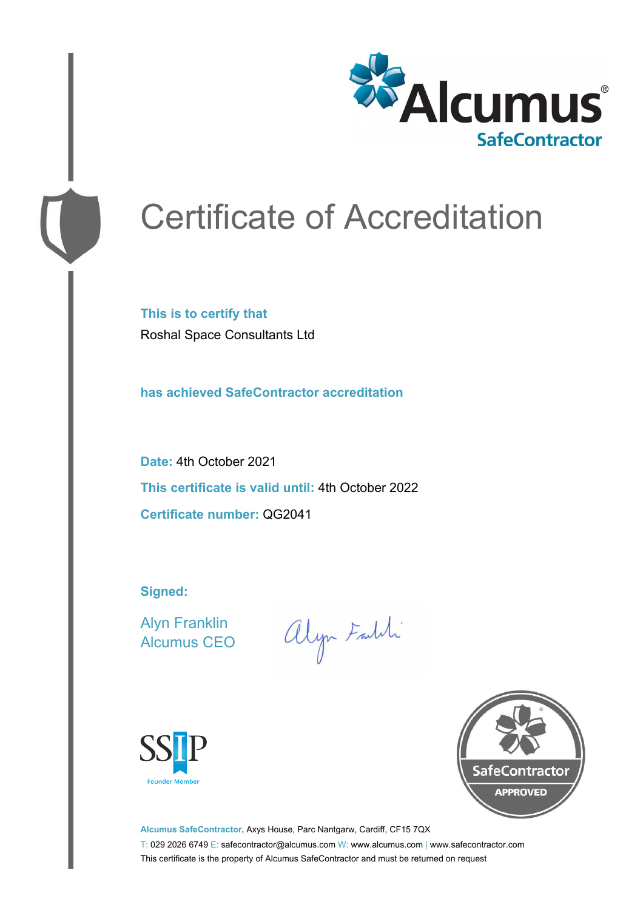Alcumus®
SafeContractor

# Certificate of Accreditation

**This is to certify that**

Roshal Space Consultants Ltd

**has achieved SafeContractor accreditation**

**Date:** 4th October 2021

**This certificate is valid until:** 4th October 2022

**Certificate number:** QG2041

**Signed:**

Alyn Franklin
Alcumus CEO

SSIP
Founder Member

SafeContractor
APPROVED

**Alcumus SafeContractor,** Axys House, Parc Nantgarw, Cardiff, CF15 7QX

T: 029 2026 6749 E: safecontractor@alcumus.com W: www.alcumus.com | www.safecontractor.com

This certificate is the property of Alcumus SafeContractor and must be returned on request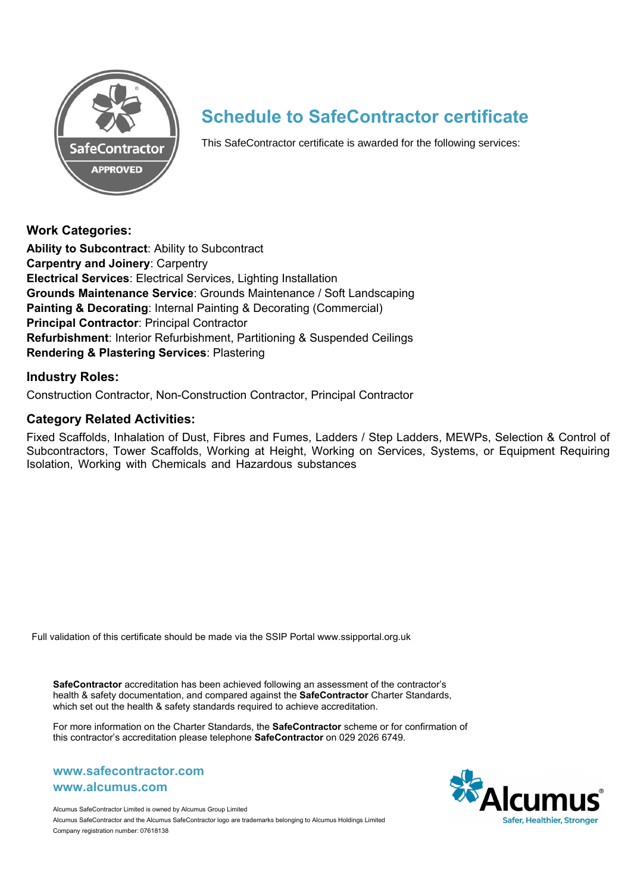## Schedule to SafeContractor certificate

This SafeContractor certificate is awarded for the following services:

### Work Categories:

**Ability to Subcontract**: Ability to Subcontract
**Carpentry and Joinery**: Carpentry
**Electrical Services**: Electrical Services, Lighting Installation
**Grounds Maintenance Service**: Grounds Maintenance / Soft Landscaping
**Painting & Decorating**: Internal Painting & Decorating (Commercial)
**Principal Contractor**: Principal Contractor
**Refurbishment**: Interior Refurbishment, Partitioning & Suspended Ceilings
**Rendering & Plastering Services**: Plastering

### Industry Roles:

Construction Contractor, Non-Construction Contractor, Principal Contractor

### Category Related Activities:

Fixed Scaffolds, Inhalation of Dust, Fibres and Fumes, Ladders / Step Ladders, MEWPs, Selection & Control of Subcontractors, Tower Scaffolds, Working at Height, Working on Services, Systems, or Equipment Requiring Isolation, Working with Chemicals and Hazardous substances

Full validation of this certificate should be made via the SSIP Portal www.ssipportal.org.uk

**SafeContractor** accreditation has been achieved following an assessment of the contractor's health & safety documentation, and compared against the **SafeContractor** Charter Standards, which set out the health & safety standards required to achieve accreditation.

For more information on the Charter Standards, the **SafeContractor** scheme or for confirmation of this contractor's accreditation please telephone **SafeContractor** on 029 2026 6749.

**www.safecontractor.com**
**www.alcumus.com**

Alcumus SafeContractor Limited is owned by Alcumus Group Limited
Alcumus SafeContractor and the Alcumus SafeContractor logo are trademarks belonging to Alcumus Holdings Limited
Company registration number: 07618138

Alcumus®
Safer, Healthier, Stronger